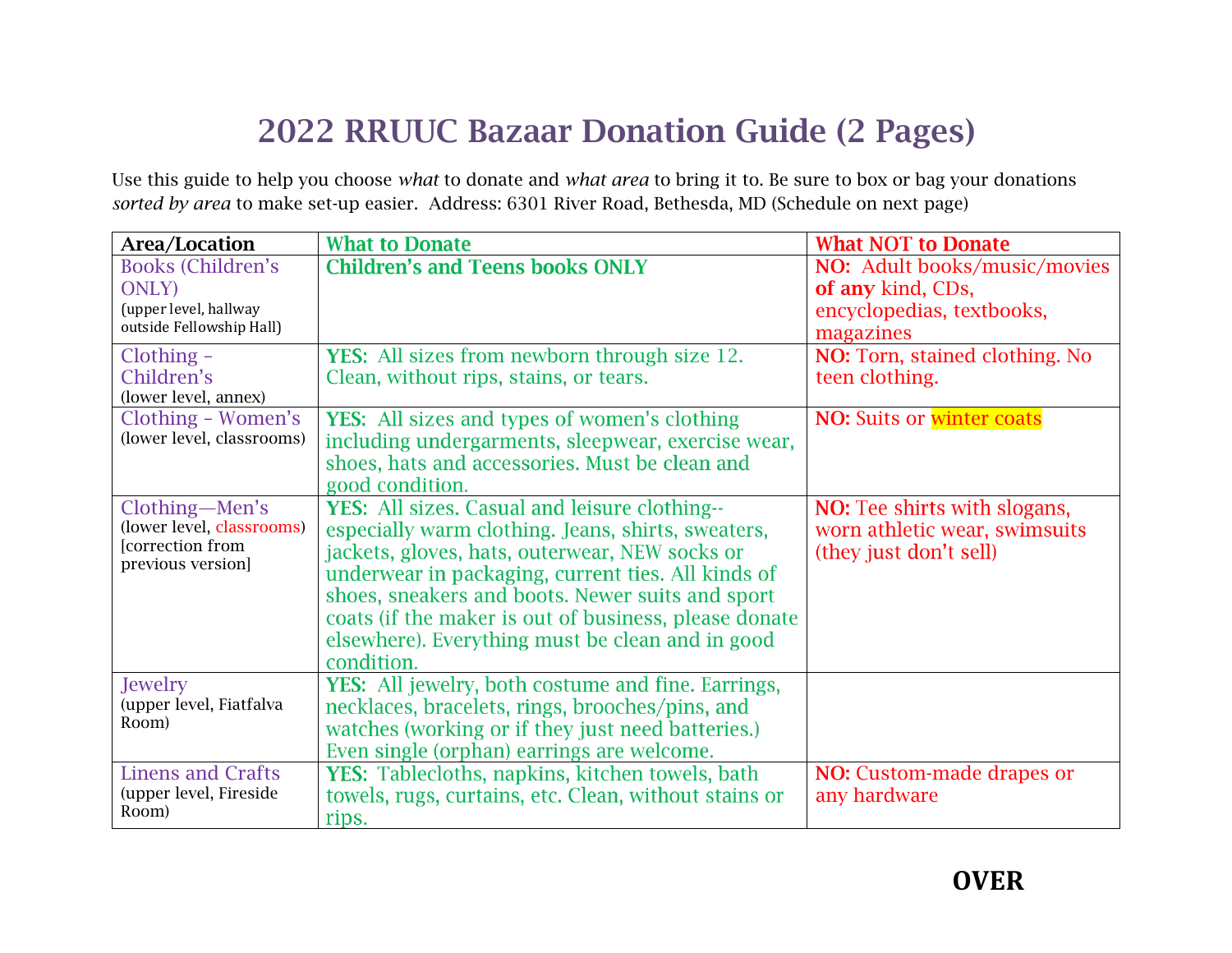# 2022 RRUUC Bazaar Donation Guide (2 Pages)

Use this guide to help you choose *what* to donate and *what area* to bring it to. Be sure to box or bag your donations *sorted by area* to make set-up easier. Address: 6301 River Road, Bethesda, MD (Schedule on next page)

| Area/Location | What to Donate | What NOT to Donate |
|---|---|---|
| Books (Children's ONLY) (upper level, hallway outside Fellowship Hall) | **Children's and Teens books ONLY** | **NO:** Adult books/music/movies **of any** kind, CDs, encyclopedias, textbooks, magazines |
| Clothing – Children's (lower level, annex) | **YES:** All sizes from newborn through size 12. Clean, without rips, stains, or tears. | **NO:** Torn, stained clothing. No teen clothing. |
| Clothing – Women's (lower level, classrooms) | **YES:** All sizes and types of women's clothing including undergarments, sleepwear, exercise wear, shoes, hats and accessories. Must be clean and good condition. | **NO:** Suits or winter coats |
| Clothing—Men's (lower level, classrooms) [correction from previous version] | **YES:** All sizes. Casual and leisure clothing--especially warm clothing. Jeans, shirts, sweaters, jackets, gloves, hats, outerwear, NEW socks or underwear in packaging, current ties. All kinds of shoes, sneakers and boots. Newer suits and sport coats (if the maker is out of business, please donate elsewhere). Everything must be clean and in good condition. | **NO:** Tee shirts with slogans, worn athletic wear, swimsuits (they just don't sell) |
| Jewelry (upper level, Fiatfalva Room) | **YES:** All jewelry, both costume and fine. Earrings, necklaces, bracelets, rings, brooches/pins, and watches (working or if they just need batteries.) Even single (orphan) earrings are welcome. | |
| Linens and Crafts (upper level, Fireside Room) | **YES:** Tablecloths, napkins, kitchen towels, bath towels, rugs, curtains, etc. Clean, without stains or rips. | **NO:** Custom-made drapes or any hardware |

**OVER**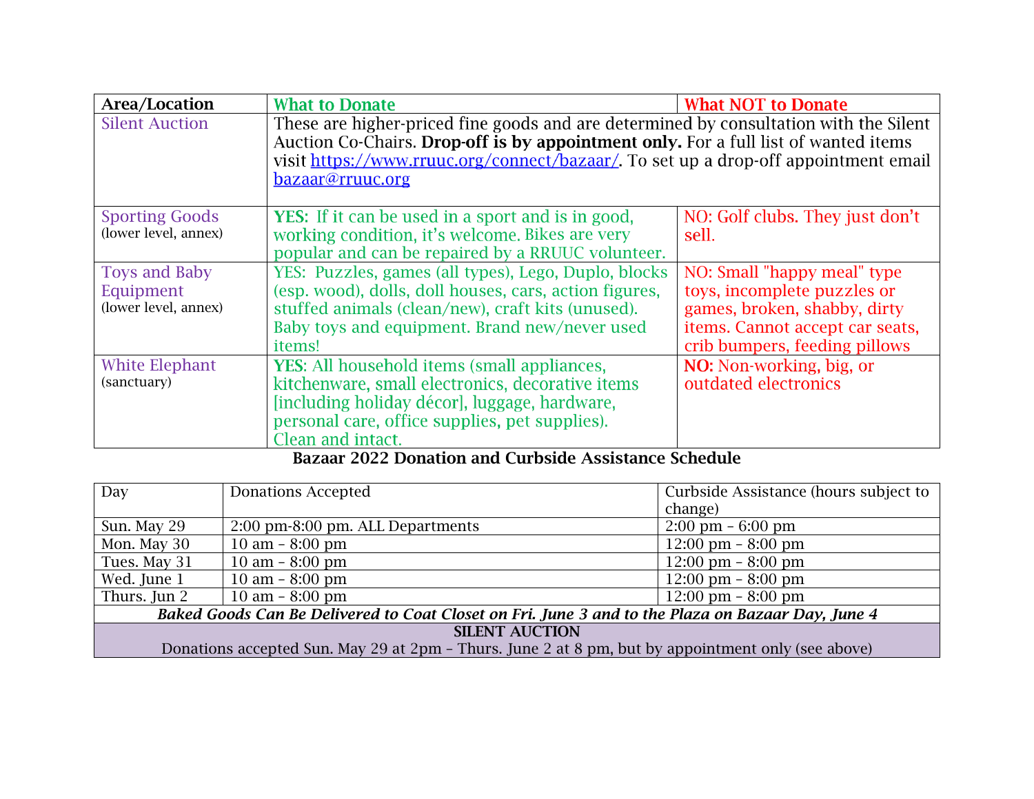| Area/Location | What to Donate | What NOT to Donate |
|---|---|---|
| Silent Auction | These are higher-priced fine goods and are determined by consultation with the Silent Auction Co-Chairs. **Drop-off is by appointment only.** For a full list of wanted items visit https://www.rruuc.org/connect/bazaar/. To set up a drop-off appointment email bazaar@rruuc.org | |
| Sporting Goods (lower level, annex) | **YES**: If it can be used in a sport and is in good, working condition, it's welcome. Bikes are very popular and can be repaired by a RRUUC volunteer. | NO: Golf clubs. They just don't sell. |
| Toys and Baby Equipment (lower level, annex) | YES: Puzzles, games (all types), Lego, Duplo, blocks (esp. wood), dolls, doll houses, cars, action figures, stuffed animals (clean/new), craft kits (unused). Baby toys and equipment. Brand new/never used items! | NO: Small "happy meal" type toys, incomplete puzzles or games, broken, shabby, dirty items. Cannot accept car seats, crib bumpers, feeding pillows |
| White Elephant (sanctuary) | **YES**: All household items (small appliances, kitchenware, small electronics, decorative items [including holiday décor], luggage, hardware, personal care, office supplies, pet supplies). Clean and intact. | **NO:** Non-working, big, or outdated electronics |

**Bazaar 2022 Donation and Curbside Assistance Schedule**

| Day | Donations Accepted | Curbside Assistance (hours subject to change) |
|---|---|---|
| Sun. May 29 | 2:00 pm-8:00 pm. ALL Departments | 2:00 pm – 6:00 pm |
| Mon. May 30 | 10 am – 8:00 pm | 12:00 pm – 8:00 pm |
| Tues. May 31 | 10 am – 8:00 pm | 12:00 pm – 8:00 pm |
| Wed. June 1 | 10 am – 8:00 pm | 12:00 pm – 8:00 pm |
| Thurs. Jun 2 | 10 am – 8:00 pm | 12:00 pm – 8:00 pm |
| ***Baked Goods Can Be Delivered to Coat Closet on Fri. June 3 and to the Plaza on Bazaar Day, June 4*** | | |
| **SILENT AUCTION** Donations accepted Sun. May 29 at 2pm – Thurs. June 2 at 8 pm, but by appointment only (see above) | | |